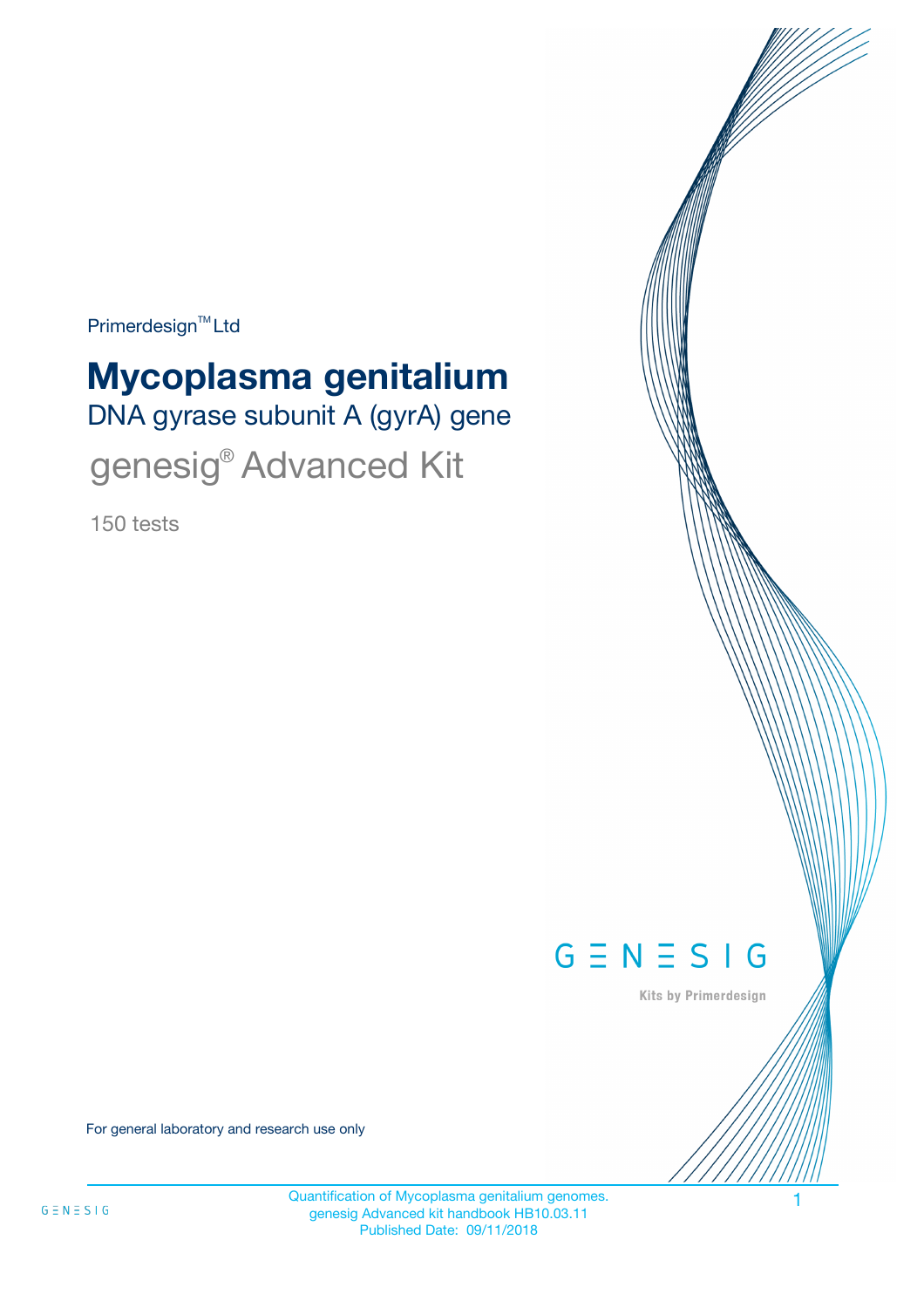Primerdesign™ Ltd

# Mycoplasma genitalium

DNA gyrase subunit A (gyrA) gene

genesig® Advanced Kit

150 tests

GENESIG

Kits by Primerdesign

For general laboratory and research use only

Quantification of Mycoplasma genitalium genomes.
genesig Advanced kit handbook HB10.03.11
Published Date: 09/11/2018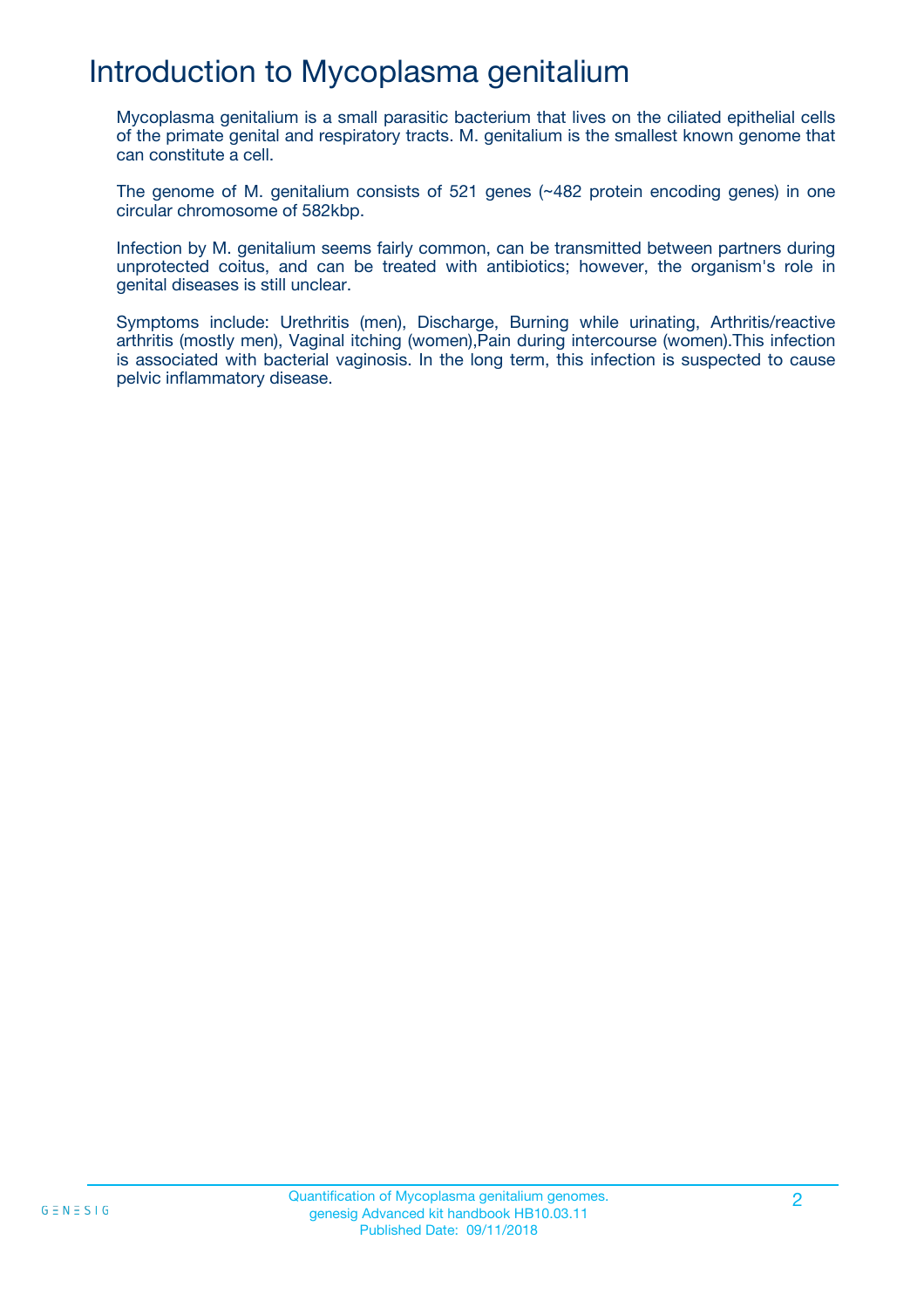# Introduction to Mycoplasma genitalium

Mycoplasma genitalium is a small parasitic bacterium that lives on the ciliated epithelial cells of the primate genital and respiratory tracts. M. genitalium is the smallest known genome that can constitute a cell.

The genome of M. genitalium consists of 521 genes (~482 protein encoding genes) in one circular chromosome of 582kbp.

Infection by M. genitalium seems fairly common, can be transmitted between partners during unprotected coitus, and can be treated with antibiotics; however, the organism's role in genital diseases is still unclear.

Symptoms include: Urethritis (men), Discharge, Burning while urinating, Arthritis/reactive arthritis (mostly men), Vaginal itching (women),Pain during intercourse (women).This infection is associated with bacterial vaginosis. In the long term, this infection is suspected to cause pelvic inflammatory disease.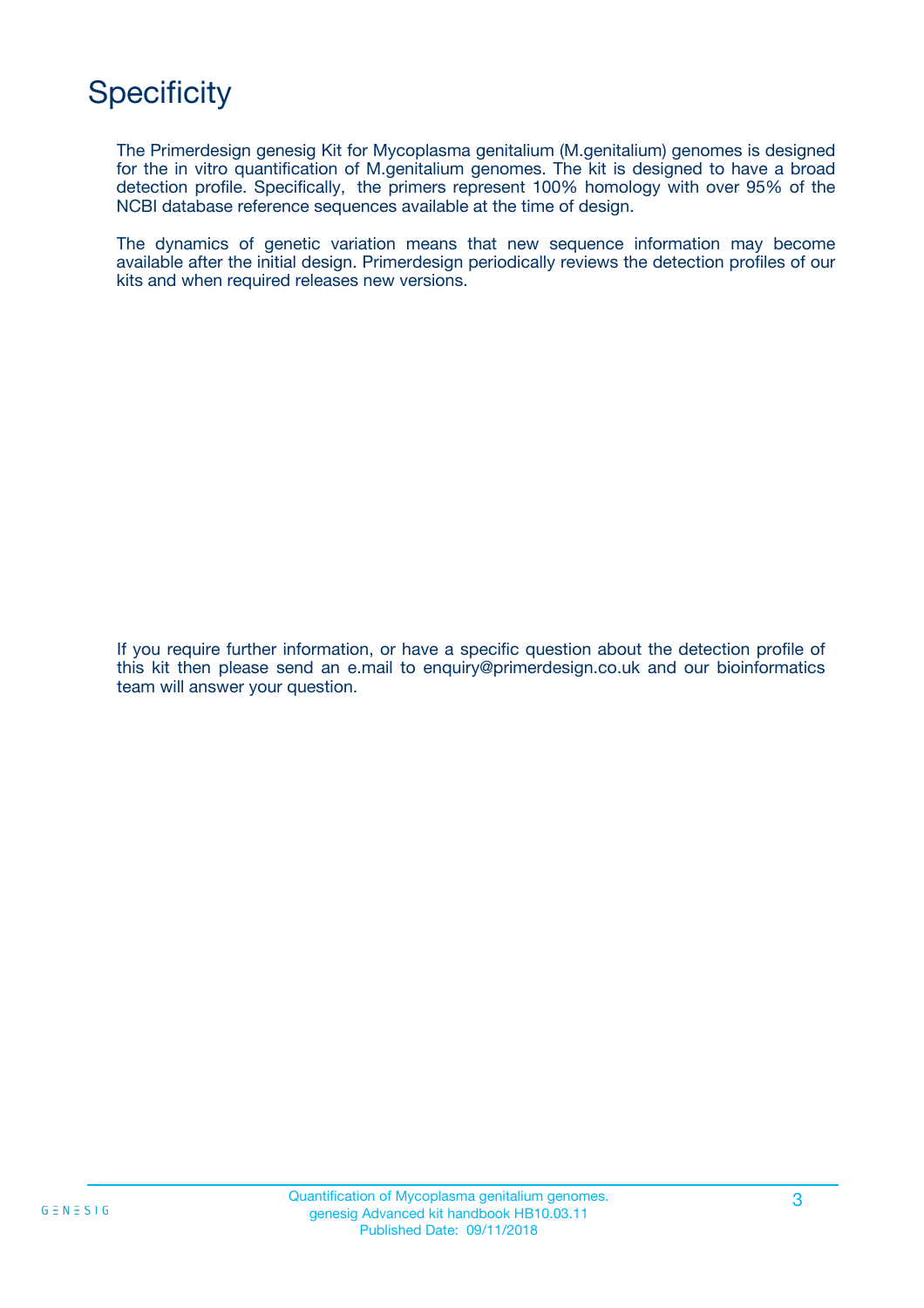# Specificity

The Primerdesign genesig Kit for Mycoplasma genitalium (M.genitalium) genomes is designed for the in vitro quantification of M.genitalium genomes. The kit is designed to have a broad detection profile. Specifically, the primers represent 100% homology with over 95% of the NCBI database reference sequences available at the time of design.

The dynamics of genetic variation means that new sequence information may become available after the initial design. Primerdesign periodically reviews the detection profiles of our kits and when required releases new versions.

If you require further information, or have a specific question about the detection profile of this kit then please send an e.mail to enquiry@primerdesign.co.uk and our bioinformatics team will answer your question.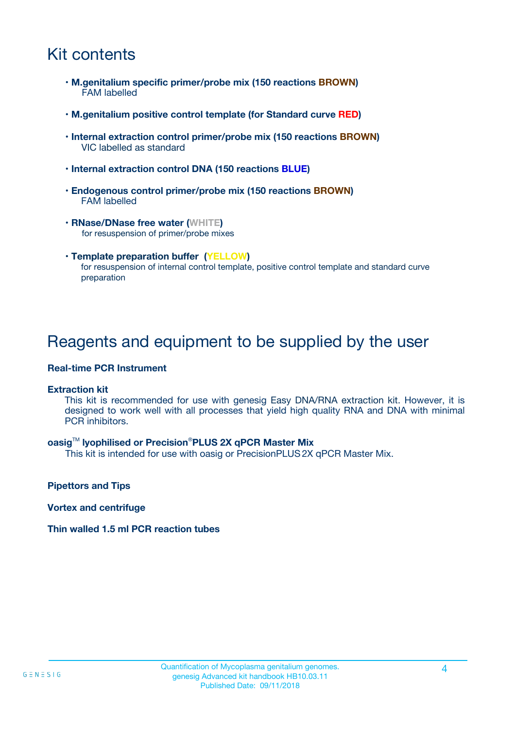# Kit contents

- **M.genitalium specific primer/probe mix (150 reactions BROWN)**
  FAM labelled
- **M.genitalium positive control template (for Standard curve RED)**
- **Internal extraction control primer/probe mix (150 reactions BROWN)**
  VIC labelled as standard
- **Internal extraction control DNA (150 reactions BLUE)**
- **Endogenous control primer/probe mix (150 reactions BROWN)**
  FAM labelled
- **RNase/DNase free water (WHITE)**
  for resuspension of primer/probe mixes
- **Template preparation buffer (YELLOW)**
  for resuspension of internal control template, positive control template and standard curve preparation

# Reagents and equipment to be supplied by the user

**Real-time PCR Instrument**

**Extraction kit**

This kit is recommended for use with genesig Easy DNA/RNA extraction kit. However, it is designed to work well with all processes that yield high quality RNA and DNA with minimal PCR inhibitors.

**oasig™ lyophilised or Precision®PLUS 2X qPCR Master Mix**

This kit is intended for use with oasig or PrecisionPLUS 2X qPCR Master Mix.

**Pipettors and Tips**

**Vortex and centrifuge**

**Thin walled 1.5 ml PCR reaction tubes**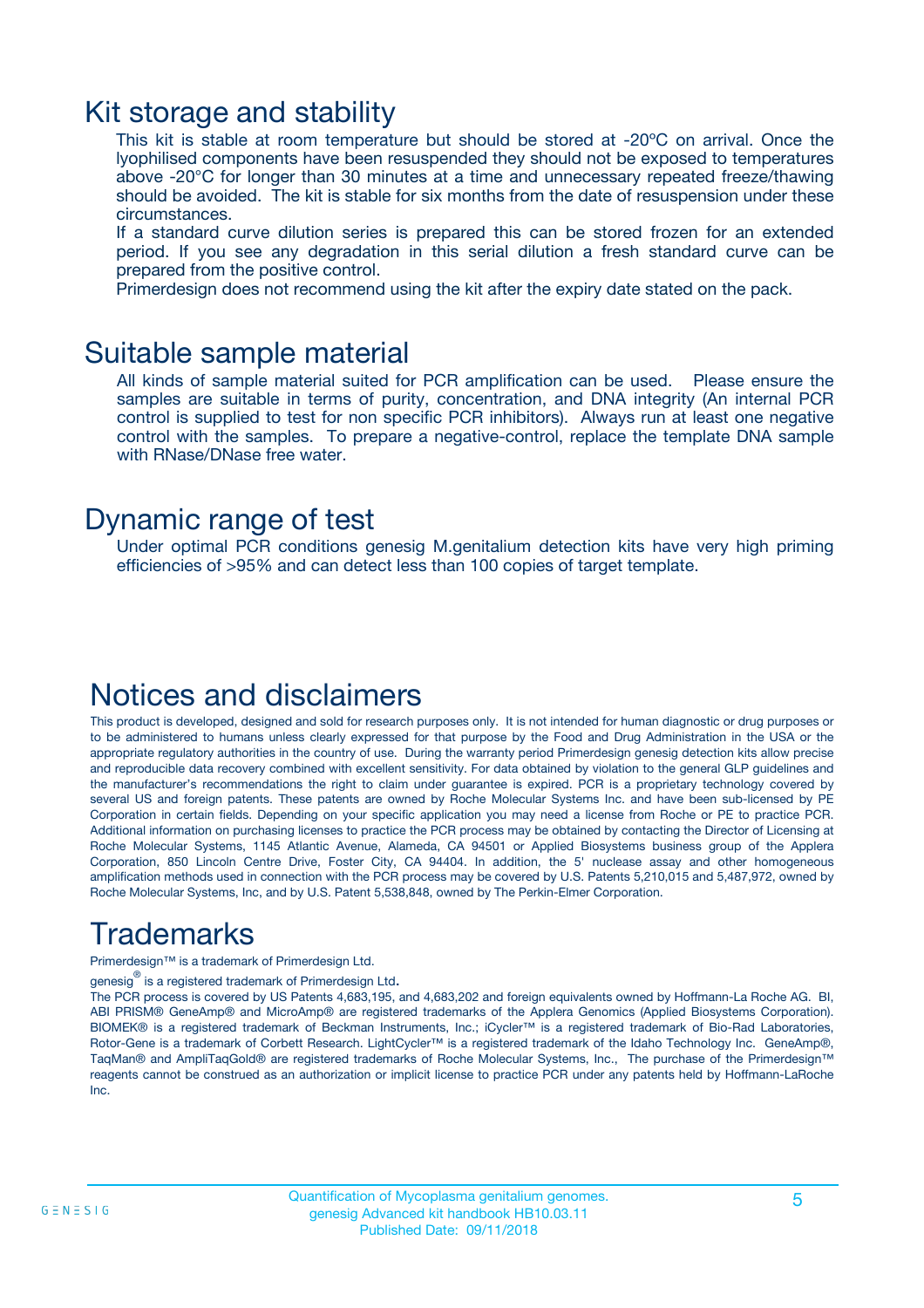## Kit storage and stability

This kit is stable at room temperature but should be stored at -20ºC on arrival. Once the lyophilised components have been resuspended they should not be exposed to temperatures above -20°C for longer than 30 minutes at a time and unnecessary repeated freeze/thawing should be avoided. The kit is stable for six months from the date of resuspension under these circumstances.

If a standard curve dilution series is prepared this can be stored frozen for an extended period. If you see any degradation in this serial dilution a fresh standard curve can be prepared from the positive control.

Primerdesign does not recommend using the kit after the expiry date stated on the pack.

## Suitable sample material

All kinds of sample material suited for PCR amplification can be used. Please ensure the samples are suitable in terms of purity, concentration, and DNA integrity (An internal PCR control is supplied to test for non specific PCR inhibitors). Always run at least one negative control with the samples. To prepare a negative-control, replace the template DNA sample with RNase/DNase free water.

## Dynamic range of test

Under optimal PCR conditions genesig M.genitalium detection kits have very high priming efficiencies of >95% and can detect less than 100 copies of target template.

## Notices and disclaimers

This product is developed, designed and sold for research purposes only. It is not intended for human diagnostic or drug purposes or to be administered to humans unless clearly expressed for that purpose by the Food and Drug Administration in the USA or the appropriate regulatory authorities in the country of use. During the warranty period Primerdesign genesig detection kits allow precise and reproducible data recovery combined with excellent sensitivity. For data obtained by violation to the general GLP guidelines and the manufacturer's recommendations the right to claim under guarantee is expired. PCR is a proprietary technology covered by several US and foreign patents. These patents are owned by Roche Molecular Systems Inc. and have been sub-licensed by PE Corporation in certain fields. Depending on your specific application you may need a license from Roche or PE to practice PCR. Additional information on purchasing licenses to practice the PCR process may be obtained by contacting the Director of Licensing at Roche Molecular Systems, 1145 Atlantic Avenue, Alameda, CA 94501 or Applied Biosystems business group of the Applera Corporation, 850 Lincoln Centre Drive, Foster City, CA 94404. In addition, the 5' nuclease assay and other homogeneous amplification methods used in connection with the PCR process may be covered by U.S. Patents 5,210,015 and 5,487,972, owned by Roche Molecular Systems, Inc, and by U.S. Patent 5,538,848, owned by The Perkin-Elmer Corporation.

## Trademarks

Primerdesign™ is a trademark of Primerdesign Ltd.

genesig® is a registered trademark of Primerdesign Ltd.

The PCR process is covered by US Patents 4,683,195, and 4,683,202 and foreign equivalents owned by Hoffmann-La Roche AG. BI, ABI PRISM® GeneAmp® and MicroAmp® are registered trademarks of the Applera Genomics (Applied Biosystems Corporation). BIOMEK® is a registered trademark of Beckman Instruments, Inc.; iCycler™ is a registered trademark of Bio-Rad Laboratories, Rotor-Gene is a trademark of Corbett Research. LightCycler™ is a registered trademark of the Idaho Technology Inc. GeneAmp®, TaqMan® and AmpliTaqGold® are registered trademarks of Roche Molecular Systems, Inc., The purchase of the Primerdesign™ reagents cannot be construed as an authorization or implicit license to practice PCR under any patents held by Hoffmann-LaRoche Inc.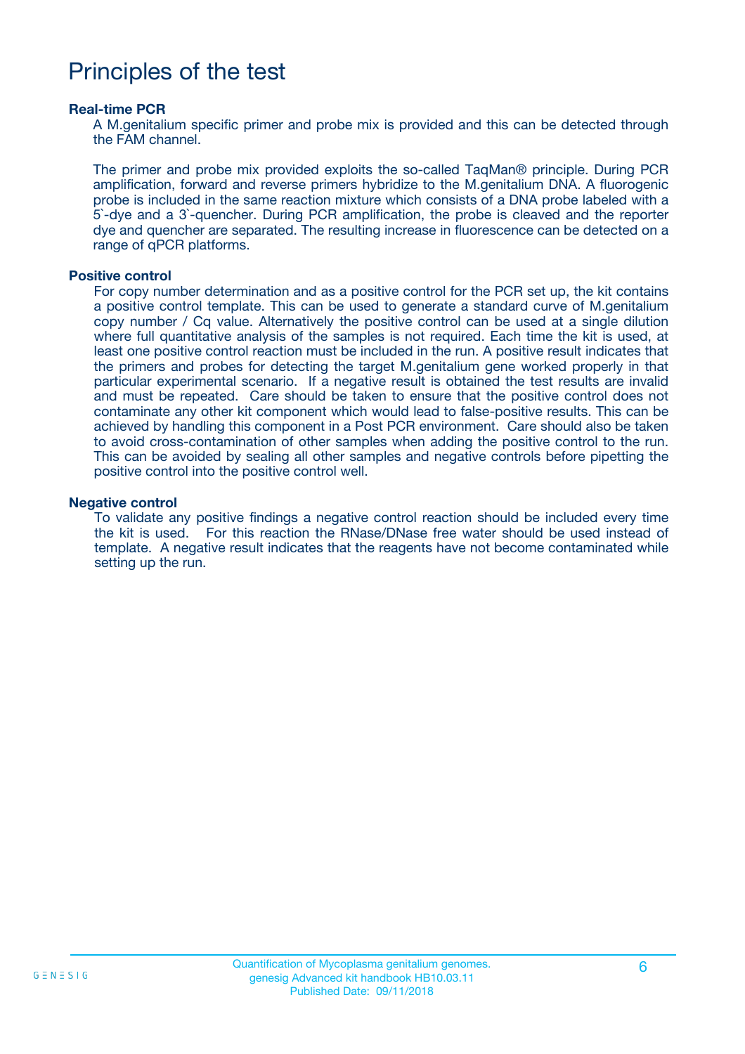# Principles of the test

### Real-time PCR

A M.genitalium specific primer and probe mix is provided and this can be detected through the FAM channel.

The primer and probe mix provided exploits the so-called TaqMan® principle. During PCR amplification, forward and reverse primers hybridize to the M.genitalium DNA. A fluorogenic probe is included in the same reaction mixture which consists of a DNA probe labeled with a 5`-dye and a 3`-quencher. During PCR amplification, the probe is cleaved and the reporter dye and quencher are separated. The resulting increase in fluorescence can be detected on a range of qPCR platforms.

### Positive control

For copy number determination and as a positive control for the PCR set up, the kit contains a positive control template. This can be used to generate a standard curve of M.genitalium copy number / Cq value. Alternatively the positive control can be used at a single dilution where full quantitative analysis of the samples is not required. Each time the kit is used, at least one positive control reaction must be included in the run. A positive result indicates that the primers and probes for detecting the target M.genitalium gene worked properly in that particular experimental scenario. If a negative result is obtained the test results are invalid and must be repeated. Care should be taken to ensure that the positive control does not contaminate any other kit component which would lead to false-positive results. This can be achieved by handling this component in a Post PCR environment. Care should also be taken to avoid cross-contamination of other samples when adding the positive control to the run. This can be avoided by sealing all other samples and negative controls before pipetting the positive control into the positive control well.

### Negative control

To validate any positive findings a negative control reaction should be included every time the kit is used. For this reaction the RNase/DNase free water should be used instead of template. A negative result indicates that the reagents have not become contaminated while setting up the run.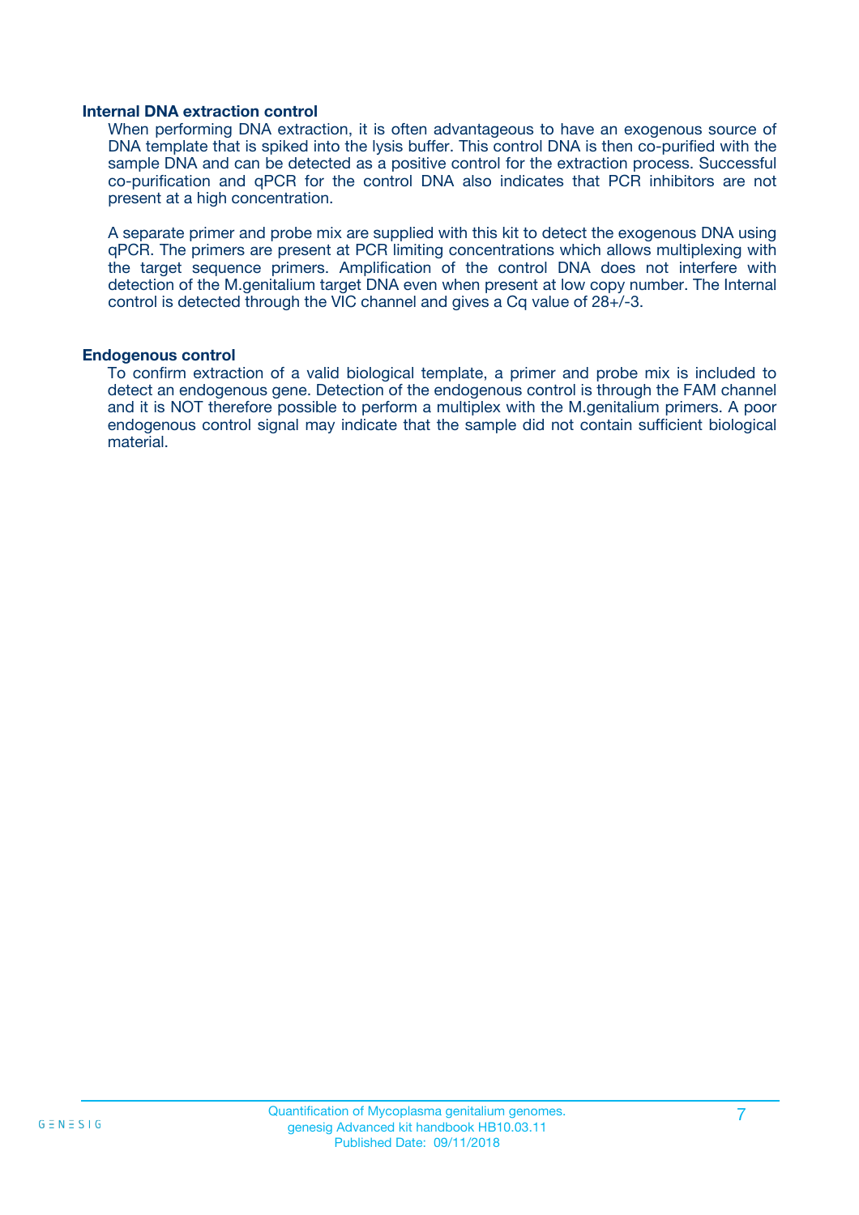### Internal DNA extraction control

When performing DNA extraction, it is often advantageous to have an exogenous source of DNA template that is spiked into the lysis buffer. This control DNA is then co-purified with the sample DNA and can be detected as a positive control for the extraction process. Successful co-purification and qPCR for the control DNA also indicates that PCR inhibitors are not present at a high concentration.

A separate primer and probe mix are supplied with this kit to detect the exogenous DNA using qPCR. The primers are present at PCR limiting concentrations which allows multiplexing with the target sequence primers. Amplification of the control DNA does not interfere with detection of the M.genitalium target DNA even when present at low copy number. The Internal control is detected through the VIC channel and gives a Cq value of 28+/-3.

### Endogenous control

To confirm extraction of a valid biological template, a primer and probe mix is included to detect an endogenous gene. Detection of the endogenous control is through the FAM channel and it is NOT therefore possible to perform a multiplex with the M.genitalium primers. A poor endogenous control signal may indicate that the sample did not contain sufficient biological material.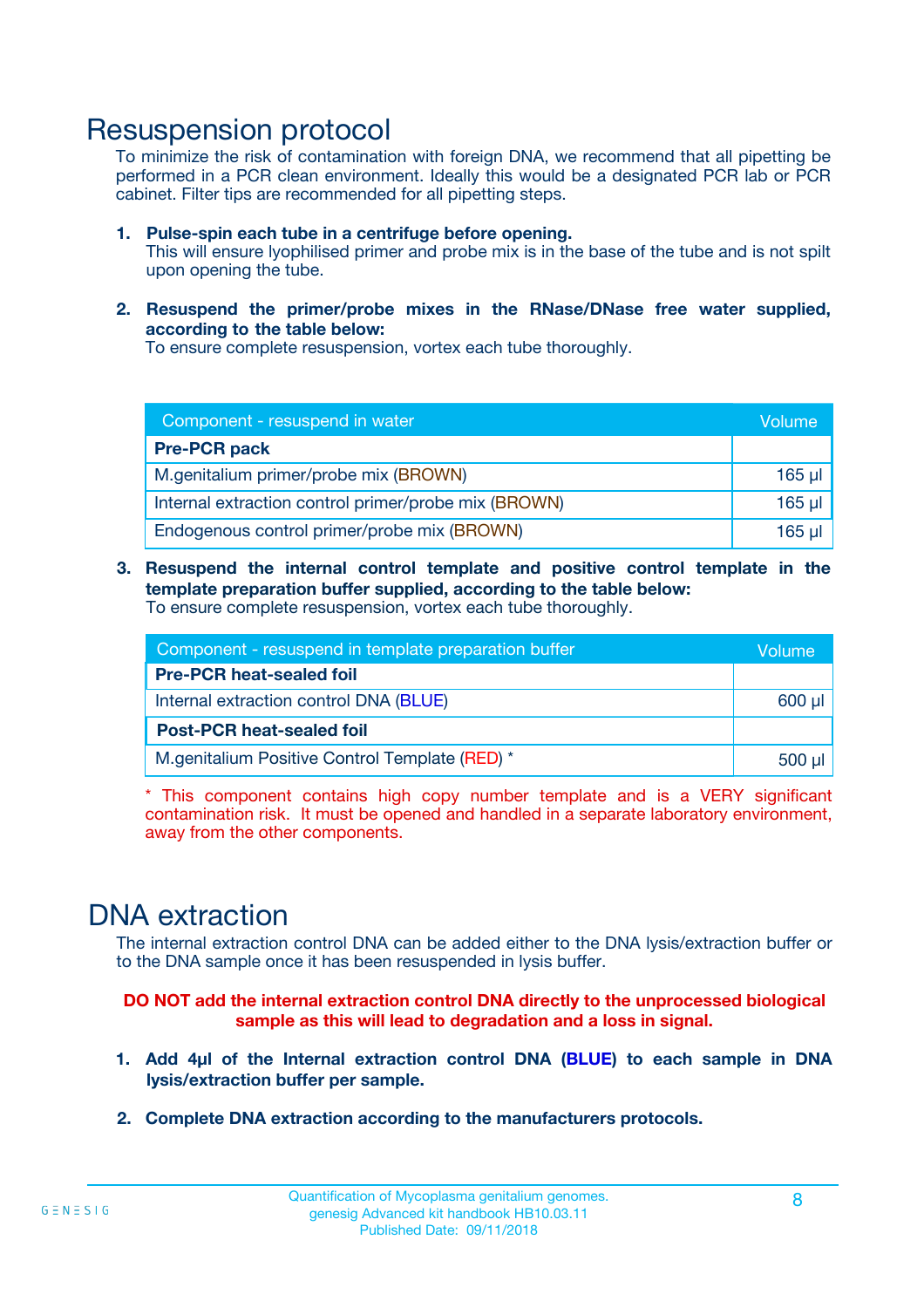# Resuspension protocol

To minimize the risk of contamination with foreign DNA, we recommend that all pipetting be performed in a PCR clean environment. Ideally this would be a designated PCR lab or PCR cabinet. Filter tips are recommended for all pipetting steps.

1. **Pulse-spin each tube in a centrifuge before opening.**
   This will ensure lyophilised primer and probe mix is in the base of the tube and is not spilt upon opening the tube.

2. **Resuspend the primer/probe mixes in the RNase/DNase free water supplied, according to the table below:**
   To ensure complete resuspension, vortex each tube thoroughly.

| Component - resuspend in water | Volume |
|---|---|
| **Pre-PCR pack** | |
| M.genitalium primer/probe mix (BROWN) | 165 µl |
| Internal extraction control primer/probe mix (BROWN) | 165 µl |
| Endogenous control primer/probe mix (BROWN) | 165 µl |

3. **Resuspend the internal control template and positive control template in the template preparation buffer supplied, according to the table below:**
   To ensure complete resuspension, vortex each tube thoroughly.

| Component - resuspend in template preparation buffer | Volume |
|---|---|
| **Pre-PCR heat-sealed foil** | |
| Internal extraction control DNA (BLUE) | 600 µl |
| **Post-PCR heat-sealed foil** | |
| M.genitalium Positive Control Template (RED) * | 500 µl |

* This component contains high copy number template and is a VERY significant contamination risk. It must be opened and handled in a separate laboratory environment, away from the other components.

# DNA extraction

The internal extraction control DNA can be added either to the DNA lysis/extraction buffer or to the DNA sample once it has been resuspended in lysis buffer.

**DO NOT add the internal extraction control DNA directly to the unprocessed biological sample as this will lead to degradation and a loss in signal.**

1. **Add 4µl of the Internal extraction control DNA (BLUE) to each sample in DNA lysis/extraction buffer per sample.**

2. **Complete DNA extraction according to the manufacturers protocols.**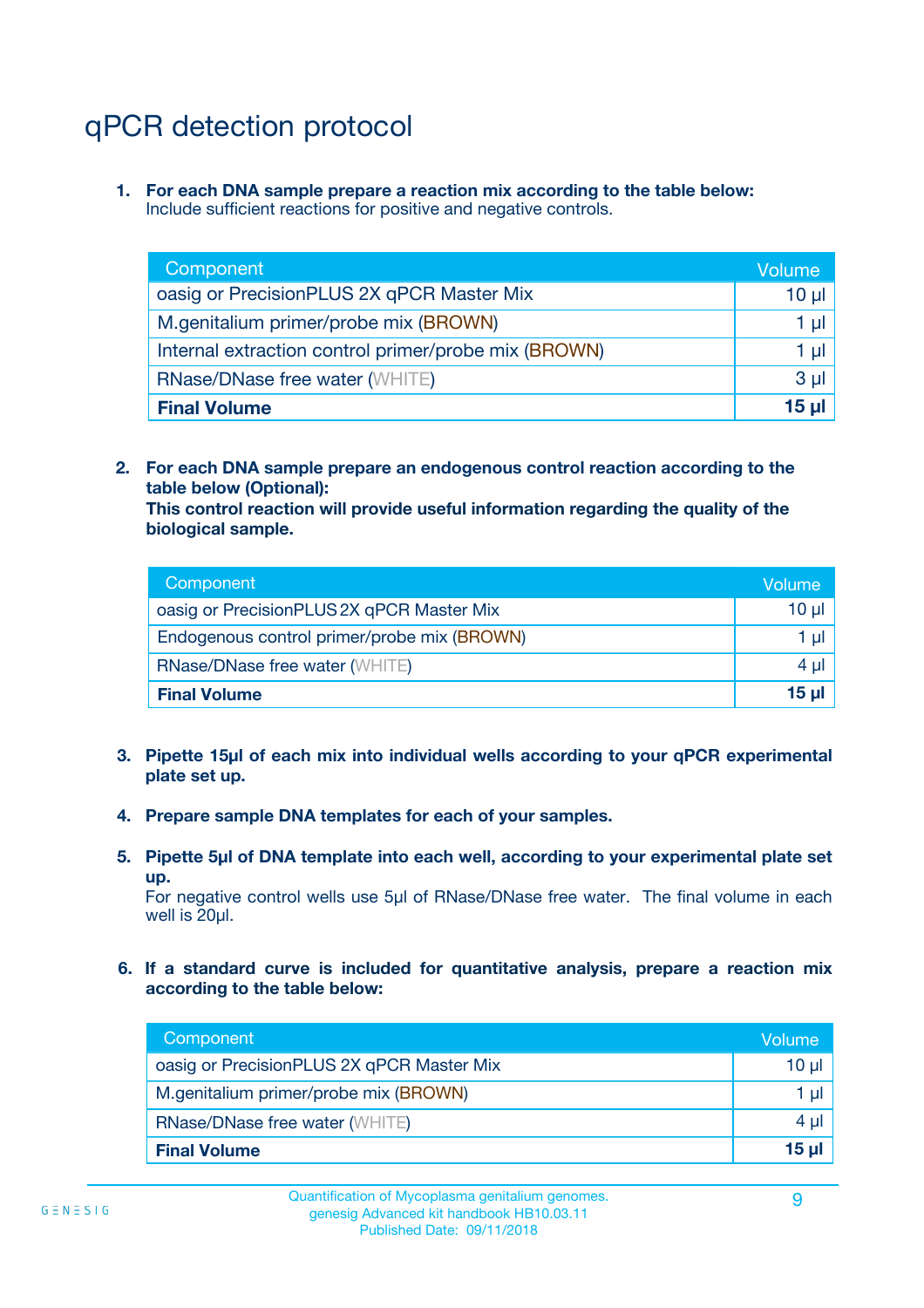# qPCR detection protocol

1. **For each DNA sample prepare a reaction mix according to the table below:**
   Include sufficient reactions for positive and negative controls.

| Component | Volume |
|---|---|
| oasig or PrecisionPLUS 2X qPCR Master Mix | 10 µl |
| M.genitalium primer/probe mix (BROWN) | 1 µl |
| Internal extraction control primer/probe mix (BROWN) | 1 µl |
| RNase/DNase free water (WHITE) | 3 µl |
| **Final Volume** | **15 µl** |

2. **For each DNA sample prepare an endogenous control reaction according to the table below (Optional):**
   **This control reaction will provide useful information regarding the quality of the biological sample.**

| Component | Volume |
|---|---|
| oasig or PrecisionPLUS 2X qPCR Master Mix | 10 µl |
| Endogenous control primer/probe mix (BROWN) | 1 µl |
| RNase/DNase free water (WHITE) | 4 µl |
| **Final Volume** | **15 µl** |

3. **Pipette 15µl of each mix into individual wells according to your qPCR experimental plate set up.**

4. **Prepare sample DNA templates for each of your samples.**

5. **Pipette 5µl of DNA template into each well, according to your experimental plate set up.**
   For negative control wells use 5µl of RNase/DNase free water. The final volume in each well is 20µl.

6. **If a standard curve is included for quantitative analysis, prepare a reaction mix according to the table below:**

| Component | Volume |
|---|---|
| oasig or PrecisionPLUS 2X qPCR Master Mix | 10 µl |
| M.genitalium primer/probe mix (BROWN) | 1 µl |
| RNase/DNase free water (WHITE) | 4 µl |
| **Final Volume** | **15 µl** |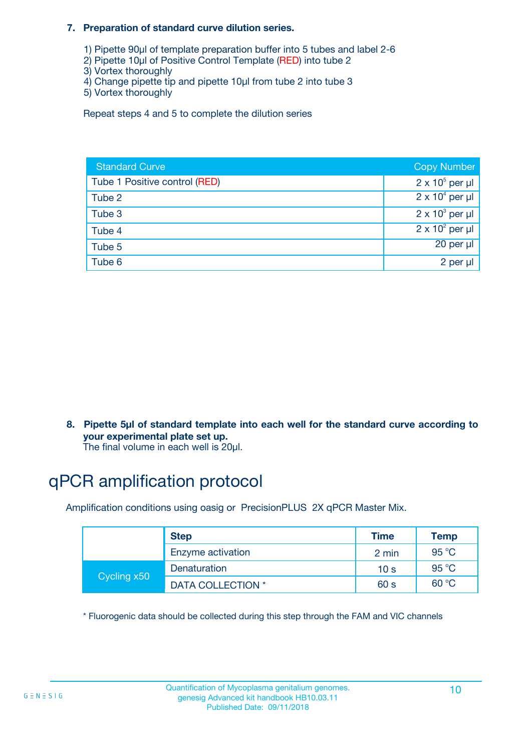**7. Preparation of standard curve dilution series.**

1) Pipette 90µl of template preparation buffer into 5 tubes and label 2-6
2) Pipette 10µl of Positive Control Template (RED) into tube 2
3) Vortex thoroughly
4) Change pipette tip and pipette 10µl from tube 2 into tube 3
5) Vortex thoroughly

Repeat steps 4 and 5 to complete the dilution series

| Standard Curve | Copy Number |
|---|---|
| Tube 1 Positive control (RED) | $2 \times 10^5$ per µl |
| Tube 2 | $2 \times 10^4$ per µl |
| Tube 3 | $2 \times 10^3$ per µl |
| Tube 4 | $2 \times 10^2$ per µl |
| Tube 5 | 20 per µl |
| Tube 6 | 2 per µl |

**8. Pipette 5µl of standard template into each well for the standard curve according to your experimental plate set up.**
The final volume in each well is 20µl.

# qPCR amplification protocol

Amplification conditions using oasig or PrecisionPLUS 2X qPCR Master Mix.

| | Step | Time | Temp |
|---|---|---|---|
| | Enzyme activation | 2 min | 95 °C |
| Cycling x50 | Denaturation | 10 s | 95 °C |
| | DATA COLLECTION * | 60 s | 60 °C |

* Fluorogenic data should be collected during this step through the FAM and VIC channels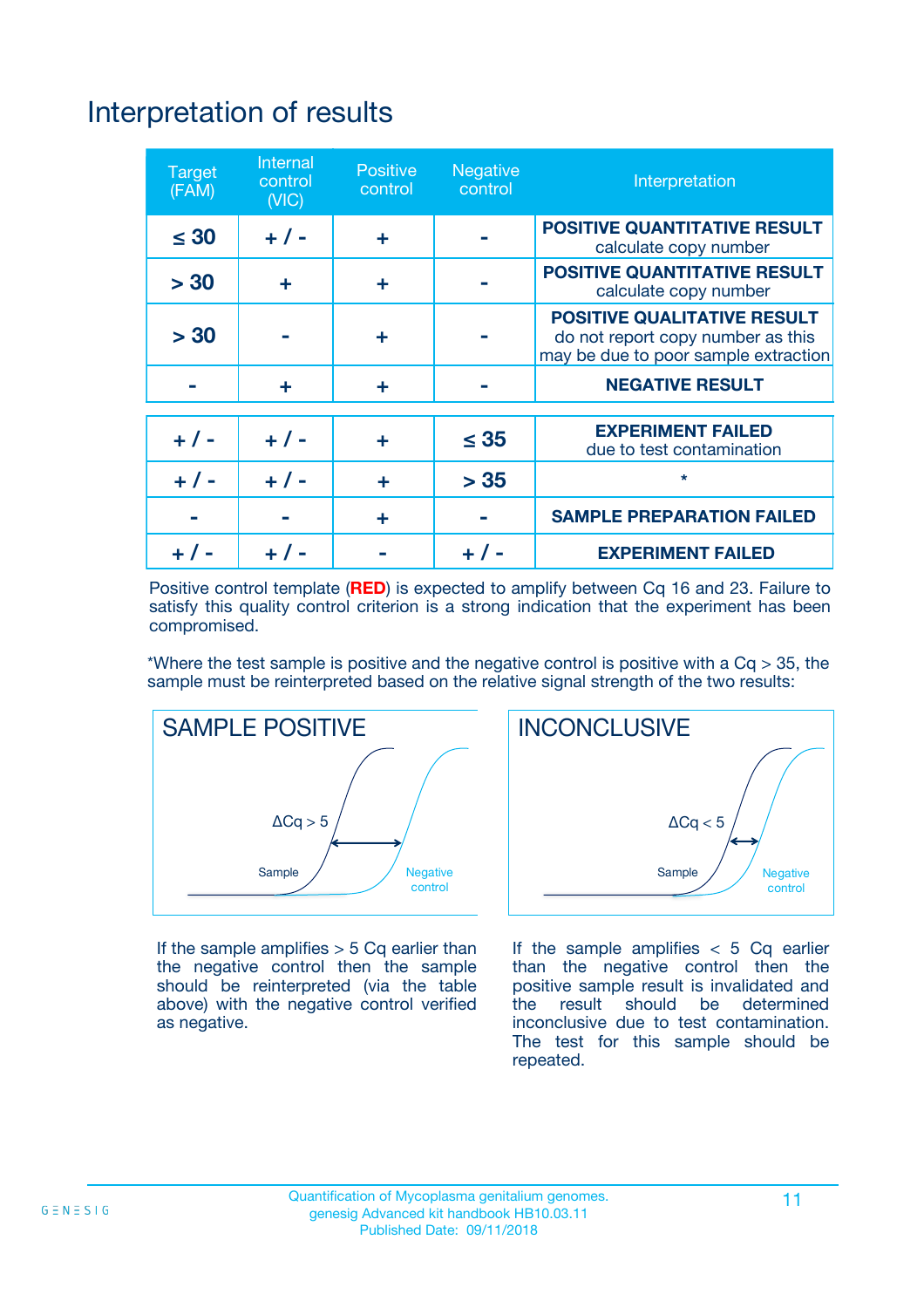# Interpretation of results

| Target (FAM) | Internal control (VIC) | Positive control | Negative control | Interpretation |
|---|---|---|---|---|
| ≤ 30 | + / - | + | - | **POSITIVE QUANTITATIVE RESULT** calculate copy number |
| > 30 | + | + | - | **POSITIVE QUANTITATIVE RESULT** calculate copy number |
| > 30 | - | + | - | **POSITIVE QUALITATIVE RESULT** do not report copy number as this may be due to poor sample extraction |
| - | + | + | - | **NEGATIVE RESULT** |
| + / - | + / - | + | ≤ 35 | **EXPERIMENT FAILED** due to test contamination |
| + / - | + / - | + | > 35 | * |
| - | - | + | - | **SAMPLE PREPARATION FAILED** |
| + / - | + / - | - | + / - | **EXPERIMENT FAILED** |

Positive control template (**RED**) is expected to amplify between Cq 16 and 23. Failure to satisfy this quality control criterion is a strong indication that the experiment has been compromised.

*Where the test sample is positive and the negative control is positive with a Cq > 35, the sample must be reinterpreted based on the relative signal strength of the two results:

**SAMPLE POSITIVE**

ΔCq > 5

Sample

Negative control

If the sample amplifies > 5 Cq earlier than the negative control then the sample should be reinterpreted (via the table above) with the negative control verified as negative.

**INCONCLUSIVE**

ΔCq < 5

Sample

Negative control

If the sample amplifies < 5 Cq earlier than the negative control then the positive sample result is invalidated and the result should be determined inconclusive due to test contamination. The test for this sample should be repeated.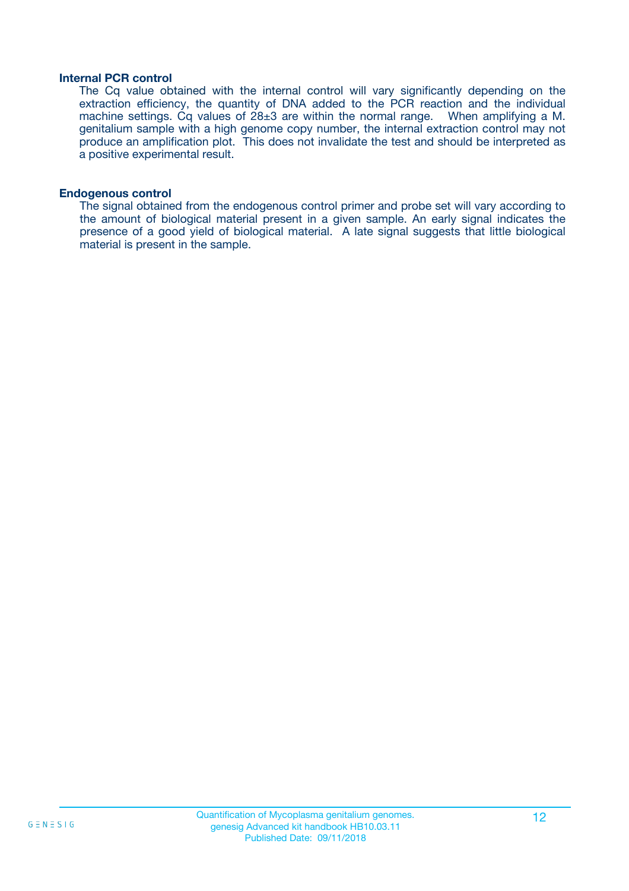### Internal PCR control

The Cq value obtained with the internal control will vary significantly depending on the extraction efficiency, the quantity of DNA added to the PCR reaction and the individual machine settings. Cq values of 28±3 are within the normal range. When amplifying a M. genitalium sample with a high genome copy number, the internal extraction control may not produce an amplification plot. This does not invalidate the test and should be interpreted as a positive experimental result.

### Endogenous control

The signal obtained from the endogenous control primer and probe set will vary according to the amount of biological material present in a given sample. An early signal indicates the presence of a good yield of biological material. A late signal suggests that little biological material is present in the sample.